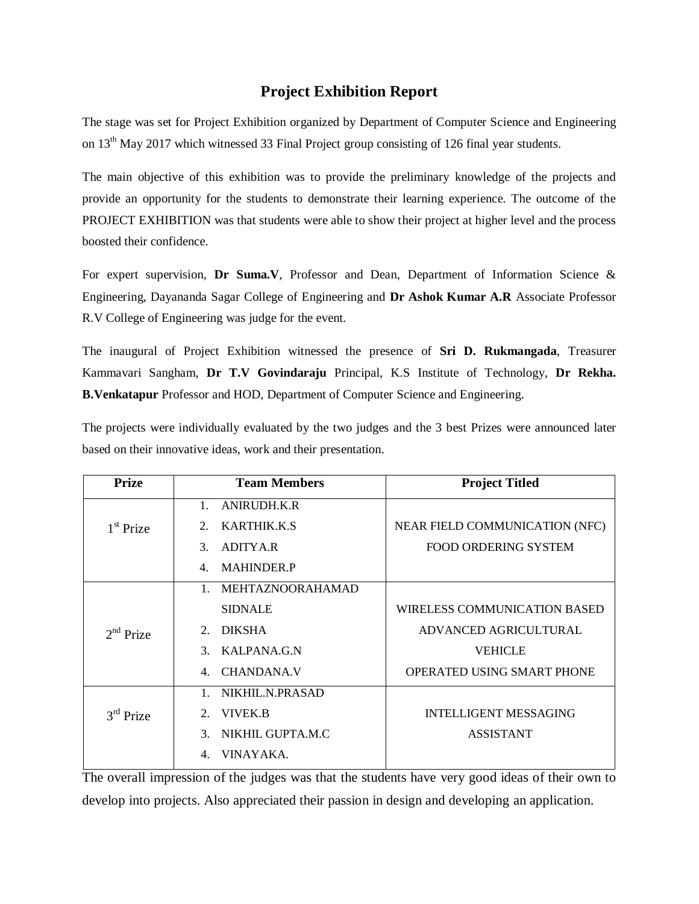# Project Exhibition Report

The stage was set for Project Exhibition organized by Department of Computer Science and Engineering on 13th May 2017 which witnessed 33 Final Project group consisting of 126 final year students.

The main objective of this exhibition was to provide the preliminary knowledge of the projects and provide an opportunity for the students to demonstrate their learning experience. The outcome of the PROJECT EXHIBITION was that students were able to show their project at higher level and the process boosted their confidence.

For expert supervision, **Dr Suma.V**, Professor and Dean, Department of Information Science & Engineering, Dayananda Sagar College of Engineering and **Dr Ashok Kumar A.R** Associate Professor R.V College of Engineering was judge for the event.

The inaugural of Project Exhibition witnessed the presence of **Sri D. Rukmangada**, Treasurer Kammavari Sangham, **Dr T.V Govindaraju** Principal, K.S Institute of Technology, **Dr Rekha. B.Venkatapur** Professor and HOD, Department of Computer Science and Engineering.

The projects were individually evaluated by the two judges and the 3 best Prizes were announced later based on their innovative ideas, work and their presentation.

| Prize | Team Members | Project Titled |
|---|---|---|
| 1st Prize | 1. ANIRUDH.K.R<br>2. KARTHIK.K.S<br>3. ADITYA.R<br>4. MAHINDER.P | NEAR FIELD COMMUNICATION (NFC) FOOD ORDERING SYSTEM |
| 2nd Prize | 1. MEHTAZNOORAHAMAD SIDNALE<br>2. DIKSHA<br>3. KALPANA.G.N<br>4. CHANDANA.V | WIRELESS COMMUNICATION BASED ADVANCED AGRICULTURAL VEHICLE OPERATED USING SMART PHONE |
| 3rd Prize | 1. NIKHIL.N.PRASAD<br>2. VIVEK.B<br>3. NIKHIL GUPTA.M.C<br>4. VINAYAKA. | INTELLIGENT MESSAGING ASSISTANT |

The overall impression of the judges was that the students have very good ideas of their own to develop into projects. Also appreciated their passion in design and developing an application.